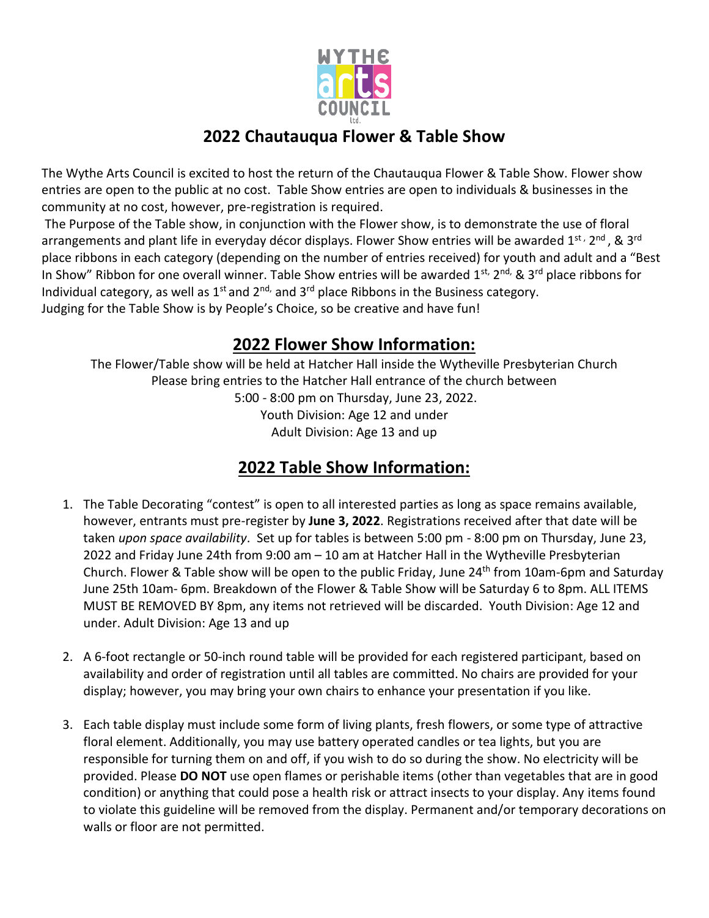# 2022 Chautauqua Flower & Table Show

The Wythe Arts Council is excited to host the return of the Chautauqua Flower & Table Show. Flower show entries are open to the public at no cost. Table Show entries are open to individuals & businesses in the community at no cost, however, pre-registration is required.

The Purpose of the Table show, in conjunction with the Flower show, is to demonstrate the use of floral arrangements and plant life in everyday décor displays. Flower Show entries will be awarded 1st, 2nd, & 3rd place ribbons in each category (depending on the number of entries received) for youth and adult and a "Best In Show" Ribbon for one overall winner. Table Show entries will be awarded 1st, 2nd, & 3rd place ribbons for Individual category, as well as 1st and 2nd, and 3rd place Ribbons in the Business category.
Judging for the Table Show is by People's Choice, so be creative and have fun!

## 2022 Flower Show Information:

The Flower/Table show will be held at Hatcher Hall inside the Wytheville Presbyterian Church
Please bring entries to the Hatcher Hall entrance of the church between
5:00 - 8:00 pm on Thursday, June 23, 2022.
Youth Division: Age 12 and under
Adult Division: Age 13 and up

## 2022 Table Show Information:

1. The Table Decorating "contest" is open to all interested parties as long as space remains available, however, entrants must pre-register by **June 3, 2022**. Registrations received after that date will be taken *upon space availability*. Set up for tables is between 5:00 pm - 8:00 pm on Thursday, June 23, 2022 and Friday June 24th from 9:00 am – 10 am at Hatcher Hall in the Wytheville Presbyterian Church. Flower & Table show will be open to the public Friday, June 24th from 10am-6pm and Saturday June 25th 10am- 6pm. Breakdown of the Flower & Table Show will be Saturday 6 to 8pm. ALL ITEMS MUST BE REMOVED BY 8pm, any items not retrieved will be discarded. Youth Division: Age 12 and under. Adult Division: Age 13 and up

2. A 6-foot rectangle or 50-inch round table will be provided for each registered participant, based on availability and order of registration until all tables are committed. No chairs are provided for your display; however, you may bring your own chairs to enhance your presentation if you like.

3. Each table display must include some form of living plants, fresh flowers, or some type of attractive floral element. Additionally, you may use battery operated candles or tea lights, but you are responsible for turning them on and off, if you wish to do so during the show. No electricity will be provided. Please **DO NOT** use open flames or perishable items (other than vegetables that are in good condition) or anything that could pose a health risk or attract insects to your display. Any items found to violate this guideline will be removed from the display. Permanent and/or temporary decorations on walls or floor are not permitted.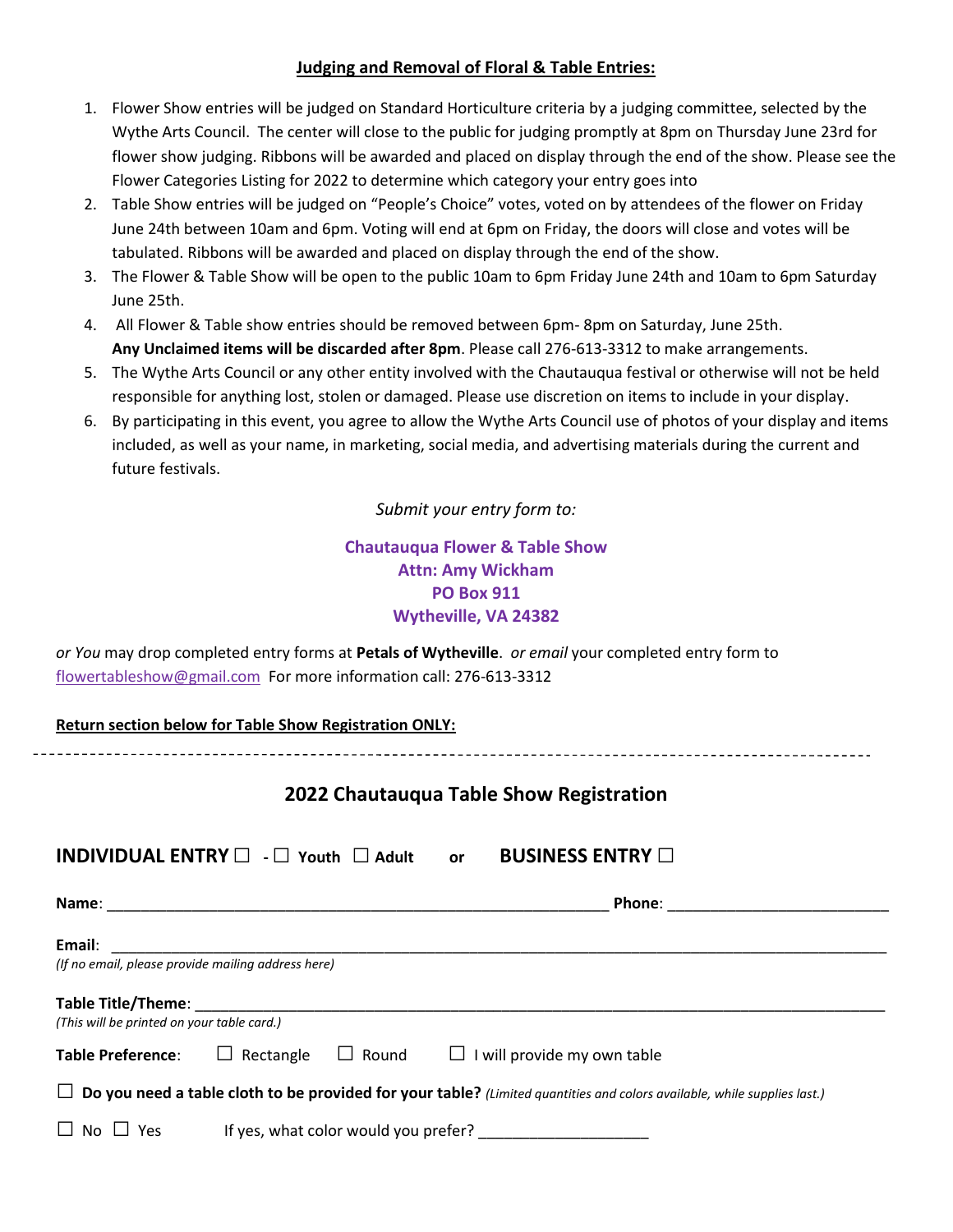**Judging and Removal of Floral & Table Entries:**

1. Flower Show entries will be judged on Standard Horticulture criteria by a judging committee, selected by the Wythe Arts Council. The center will close to the public for judging promptly at 8pm on Thursday June 23rd for flower show judging. Ribbons will be awarded and placed on display through the end of the show. Please see the Flower Categories Listing for 2022 to determine which category your entry goes into
2. Table Show entries will be judged on "People's Choice" votes, voted on by attendees of the flower on Friday June 24th between 10am and 6pm. Voting will end at 6pm on Friday, the doors will close and votes will be tabulated. Ribbons will be awarded and placed on display through the end of the show.
3. The Flower & Table Show will be open to the public 10am to 6pm Friday June 24th and 10am to 6pm Saturday June 25th.
4. All Flower & Table show entries should be removed between 6pm- 8pm on Saturday, June 25th. **Any Unclaimed items will be discarded after 8pm**. Please call 276-613-3312 to make arrangements.
5. The Wythe Arts Council or any other entity involved with the Chautauqua festival or otherwise will not be held responsible for anything lost, stolen or damaged. Please use discretion on items to include in your display.
6. By participating in this event, you agree to allow the Wythe Arts Council use of photos of your display and items included, as well as your name, in marketing, social media, and advertising materials during the current and future festivals.

*Submit your entry form to:*

**Chautauqua Flower & Table Show**
**Attn: Amy Wickham**
**PO Box 911**
**Wytheville, VA 24382**

*or You* may drop completed entry forms at **Petals of Wytheville**. *or email* your completed entry form to flowertableshow@gmail.com For more information call: 276-613-3312

**Return section below for Table Show Registration ONLY:**

---

## 2022 Chautauqua Table Show Registration

**INDIVIDUAL ENTRY** ☐ - ☐ **Youth** ☐ **Adult** or **BUSINESS ENTRY** ☐

**Name**: ______________________________ **Phone**: ______________________

**Email**: ____________________________________________________________
*(If no email, please provide mailing address here)*

**Table Title/Theme**: ____________________________________________________
*(This will be printed on your table card.)*

**Table Preference**: ☐ Rectangle ☐ Round ☐ I will provide my own table

☐ **Do you need a table cloth to be provided for your table?** *(Limited quantities and colors available, while supplies last.)*

☐ No ☐ Yes If yes, what color would you prefer? ____________________